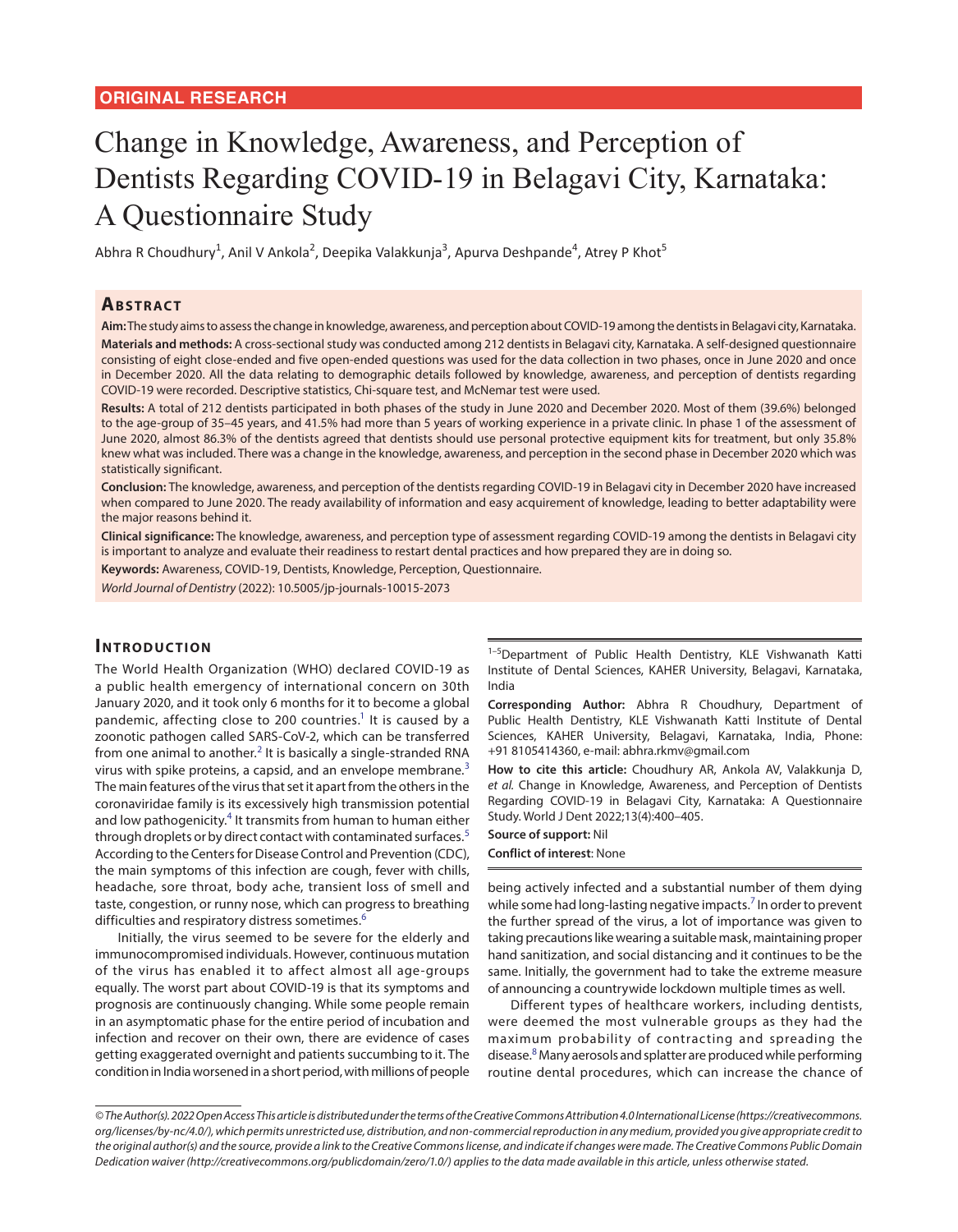ORIGINAL RESEARCH

# Change in Knowledge, Awareness, and Perception of Dentists Regarding COVID-19 in Belagavi City, Karnataka: A Questionnaire Study

Abhra R Choudhury[1], Anil V Ankola[2], Deepika Valakkunja[3], Apurva Deshpande[4], Atrey P Khot[5]

## Abstract

**Aim:** The study aims to assess the change in knowledge, awareness, and perception about COVID-19 among the dentists in Belagavi city, Karnataka.

**Materials and methods:** A cross-sectional study was conducted among 212 dentists in Belagavi city, Karnataka. A self-designed questionnaire consisting of eight close-ended and five open-ended questions was used for the data collection in two phases, once in June 2020 and once in December 2020. All the data relating to demographic details followed by knowledge, awareness, and perception of dentists regarding COVID-19 were recorded. Descriptive statistics, Chi-square test, and McNemar test were used.

**Results:** A total of 212 dentists participated in both phases of the study in June 2020 and December 2020. Most of them (39.6%) belonged to the age-group of 35–45 years, and 41.5% had more than 5 years of working experience in a private clinic. In phase 1 of the assessment of June 2020, almost 86.3% of the dentists agreed that dentists should use personal protective equipment kits for treatment, but only 35.8% knew what was included. There was a change in the knowledge, awareness, and perception in the second phase in December 2020 which was statistically significant.

**Conclusion:** The knowledge, awareness, and perception of the dentists regarding COVID-19 in Belagavi city in December 2020 have increased when compared to June 2020. The ready availability of information and easy acquirement of knowledge, leading to better adaptability were the major reasons behind it.

**Clinical significance:** The knowledge, awareness, and perception type of assessment regarding COVID-19 among the dentists in Belagavi city is important to analyze and evaluate their readiness to restart dental practices and how prepared they are in doing so.

**Keywords:** Awareness, COVID-19, Dentists, Knowledge, Perception, Questionnaire.

*World Journal of Dentistry* (2022): 10.5005/jp-journals-10015-2073

## Introduction

The World Health Organization (WHO) declared COVID-19 as a public health emergency of international concern on 30th January 2020, and it took only 6 months for it to become a global pandemic, affecting close to 200 countries.[1] It is caused by a zoonotic pathogen called SARS-CoV-2, which can be transferred from one animal to another.[2] It is basically a single-stranded RNA virus with spike proteins, a capsid, and an envelope membrane.[3] The main features of the virus that set it apart from the others in the coronaviridae family is its excessively high transmission potential and low pathogenicity.[4] It transmits from human to human either through droplets or by direct contact with contaminated surfaces.[5] According to the Centers for Disease Control and Prevention (CDC), the main symptoms of this infection are cough, fever with chills, headache, sore throat, body ache, transient loss of smell and taste, congestion, or runny nose, which can progress to breathing difficulties and respiratory distress sometimes.[6]

Initially, the virus seemed to be severe for the elderly and immunocompromised individuals. However, continuous mutation of the virus has enabled it to affect almost all age-groups equally. The worst part about COVID-19 is that its symptoms and prognosis are continuously changing. While some people remain in an asymptomatic phase for the entire period of incubation and infection and recover on their own, there are evidence of cases getting exaggerated overnight and patients succumbing to it. The condition in India worsened in a short period, with millions of people being actively infected and a substantial number of them dying while some had long-lasting negative impacts.[7] In order to prevent the further spread of the virus, a lot of importance was given to taking precautions like wearing a suitable mask, maintaining proper hand sanitization, and social distancing and it continues to be the same. Initially, the government had to take the extreme measure of announcing a countrywide lockdown multiple times as well.

Different types of healthcare workers, including dentists, were deemed the most vulnerable groups as they had the maximum probability of contracting and spreading the disease.[8] Many aerosols and splatter are produced while performing routine dental procedures, which can increase the chance of

[1–5]Department of Public Health Dentistry, KLE Vishwanath Katti Institute of Dental Sciences, KAHER University, Belagavi, Karnataka, India

**Corresponding Author:** Abhra R Choudhury, Department of Public Health Dentistry, KLE Vishwanath Katti Institute of Dental Sciences, KAHER University, Belagavi, Karnataka, India, Phone: +91 8105414360, e-mail: abhra.rkmv@gmail.com

**How to cite this article:** Choudhury AR, Ankola AV, Valakkunja D, *et al.* Change in Knowledge, Awareness, and Perception of Dentists Regarding COVID-19 in Belagavi City, Karnataka: A Questionnaire Study. World J Dent 2022;13(4):400–405.

**Source of support:** Nil

**Conflict of interest:** None

*© The Author(s). 2022 Open Access This article is distributed under the terms of the Creative Commons Attribution 4.0 International License (https://creativecommons.org/licenses/by-nc/4.0/), which permits unrestricted use, distribution, and non-commercial reproduction in any medium, provided you give appropriate credit to the original author(s) and the source, provide a link to the Creative Commons license, and indicate if changes were made. The Creative Commons Public Domain Dedication waiver (http://creativecommons.org/publicdomain/zero/1.0/) applies to the data made available in this article, unless otherwise stated.*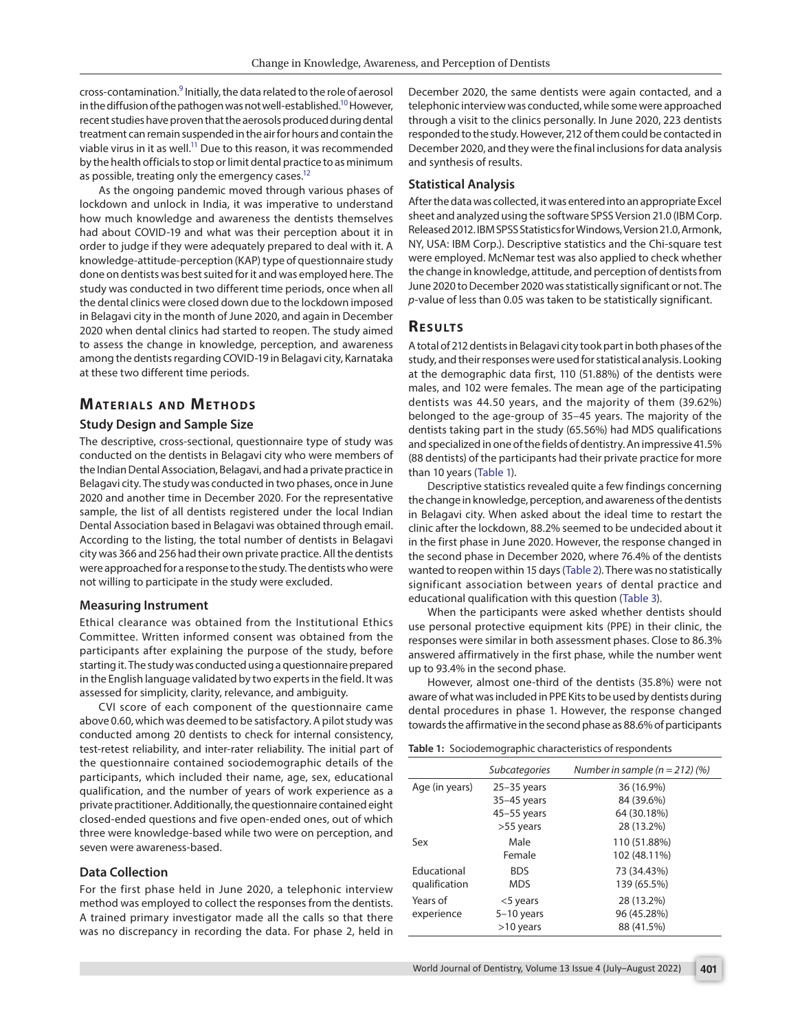cross-contamination.[9] Initially, the data related to the role of aerosol in the diffusion of the pathogen was not well-established.[10] However, recent studies have proven that the aerosols produced during dental treatment can remain suspended in the air for hours and contain the viable virus in it as well.[11] Due to this reason, it was recommended by the health officials to stop or limit dental practice to as minimum as possible, treating only the emergency cases.[12]

As the ongoing pandemic moved through various phases of lockdown and unlock in India, it was imperative to understand how much knowledge and awareness the dentists themselves had about COVID-19 and what was their perception about it in order to judge if they were adequately prepared to deal with it. A knowledge-attitude-perception (KAP) type of questionnaire study done on dentists was best suited for it and was employed here. The study was conducted in two different time periods, once when all the dental clinics were closed down due to the lockdown imposed in Belagavi city in the month of June 2020, and again in December 2020 when dental clinics had started to reopen. The study aimed to assess the change in knowledge, perception, and awareness among the dentists regarding COVID-19 in Belagavi city, Karnataka at these two different time periods.

## Materials and Methods

### Study Design and Sample Size

The descriptive, cross-sectional, questionnaire type of study was conducted on the dentists in Belagavi city who were members of the Indian Dental Association, Belagavi, and had a private practice in Belagavi city. The study was conducted in two phases, once in June 2020 and another time in December 2020. For the representative sample, the list of all dentists registered under the local Indian Dental Association based in Belagavi was obtained through email. According to the listing, the total number of dentists in Belagavi city was 366 and 256 had their own private practice. All the dentists were approached for a response to the study. The dentists who were not willing to participate in the study were excluded.

### Measuring Instrument

Ethical clearance was obtained from the Institutional Ethics Committee. Written informed consent was obtained from the participants after explaining the purpose of the study, before starting it. The study was conducted using a questionnaire prepared in the English language validated by two experts in the field. It was assessed for simplicity, clarity, relevance, and ambiguity.

CVI score of each component of the questionnaire came above 0.60, which was deemed to be satisfactory. A pilot study was conducted among 20 dentists to check for internal consistency, test-retest reliability, and inter-rater reliability. The initial part of the questionnaire contained sociodemographic details of the participants, which included their name, age, sex, educational qualification, and the number of years of work experience as a private practitioner. Additionally, the questionnaire contained eight closed-ended questions and five open-ended ones, out of which three were knowledge-based while two were on perception, and seven were awareness-based.

### Data Collection

For the first phase held in June 2020, a telephonic interview method was employed to collect the responses from the dentists. A trained primary investigator made all the calls so that there was no discrepancy in recording the data. For phase 2, held in December 2020, the same dentists were again contacted, and a telephonic interview was conducted, while some were approached through a visit to the clinics personally. In June 2020, 223 dentists responded to the study. However, 212 of them could be contacted in December 2020, and they were the final inclusions for data analysis and synthesis of results.

### Statistical Analysis

After the data was collected, it was entered into an appropriate Excel sheet and analyzed using the software SPSS Version 21.0 (IBM Corp. Released 2012. IBM SPSS Statistics for Windows, Version 21.0, Armonk, NY, USA: IBM Corp.). Descriptive statistics and the Chi-square test were employed. McNemar test was also applied to check whether the change in knowledge, attitude, and perception of dentists from June 2020 to December 2020 was statistically significant or not. The $p$-value of less than 0.05 was taken to be statistically significant.

## Results

A total of 212 dentists in Belagavi city took part in both phases of the study, and their responses were used for statistical analysis. Looking at the demographic data first, 110 (51.88%) of the dentists were males, and 102 were females. The mean age of the participating dentists was 44.50 years, and the majority of them (39.62%) belonged to the age-group of 35–45 years. The majority of the dentists taking part in the study (65.56%) had MDS qualifications and specialized in one of the fields of dentistry. An impressive 41.5% (88 dentists) of the participants had their private practice for more than 10 years (Table 1).

Descriptive statistics revealed quite a few findings concerning the change in knowledge, perception, and awareness of the dentists in Belagavi city. When asked about the ideal time to restart the clinic after the lockdown, 88.2% seemed to be undecided about it in the first phase in June 2020. However, the response changed in the second phase in December 2020, where 76.4% of the dentists wanted to reopen within 15 days (Table 2). There was no statistically significant association between years of dental practice and educational qualification with this question (Table 3).

When the participants were asked whether dentists should use personal protective equipment kits (PPE) in their clinic, the responses were similar in both assessment phases. Close to 86.3% answered affirmatively in the first phase, while the number went up to 93.4% in the second phase.

However, almost one-third of the dentists (35.8%) were not aware of what was included in PPE Kits to be used by dentists during dental procedures in phase 1. However, the response changed towards the affirmative in the second phase as 88.6% of participants

**Table 1:** Sociodemographic characteristics of respondents

| | *Subcategories* | *Number in sample (n = 212) (%)* |
|---|---|---|
| Age (in years) | 25–35 years | 36 (16.9%) |
| | 35–45 years | 84 (39.6%) |
| | 45–55 years | 64 (30.18%) |
| | >55 years | 28 (13.2%) |
| Sex | Male | 110 (51.88%) |
| | Female | 102 (48.11%) |
| Educational qualification | BDS | 73 (34.43%) |
| | MDS | 139 (65.5%) |
| Years of experience | <5 years | 28 (13.2%) |
| | 5–10 years | 96 (45.28%) |
| | >10 years | 88 (41.5%) |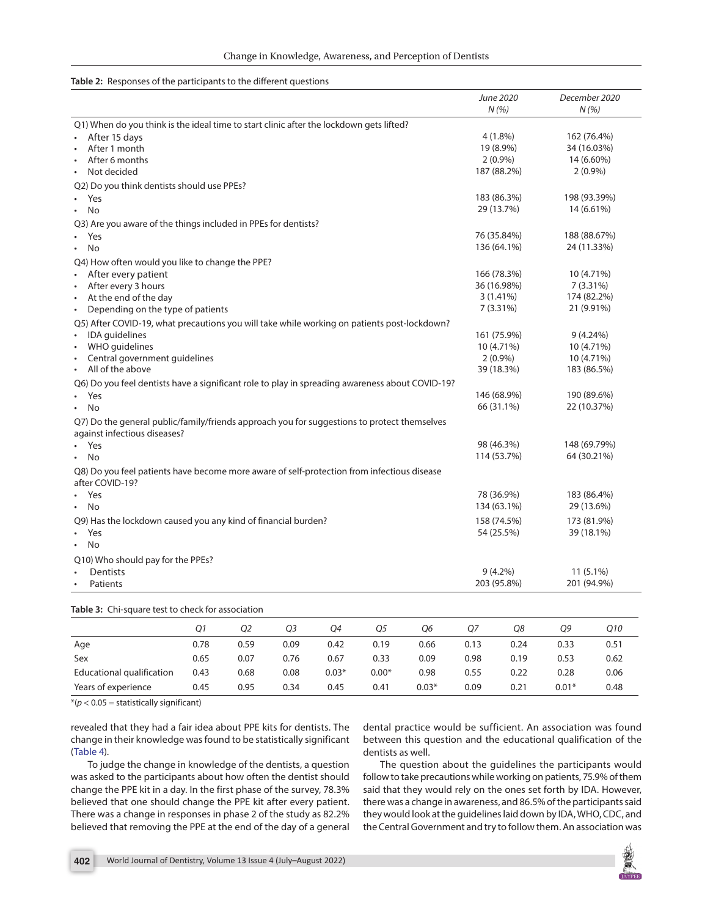**Table 2:** Responses of the participants to the different questions

| | *June 2020 N (%)* | *December 2020 N (%)* |
|---|---|---|
| Q1) When do you think is the ideal time to start clinic after the lockdown gets lifted? | | |
| • After 15 days | 4 (1.8%) | 162 (76.4%) |
| • After 1 month | 19 (8.9%) | 34 (16.03%) |
| • After 6 months | 2 (0.9%) | 14 (6.60%) |
| • Not decided | 187 (88.2%) | 2 (0.9%) |
| Q2) Do you think dentists should use PPEs? | | |
| • Yes | 183 (86.3%) | 198 (93.39%) |
| • No | 29 (13.7%) | 14 (6.61%) |
| Q3) Are you aware of the things included in PPEs for dentists? | | |
| • Yes | 76 (35.84%) | 188 (88.67%) |
| • No | 136 (64.1%) | 24 (11.33%) |
| Q4) How often would you like to change the PPE? | | |
| • After every patient | 166 (78.3%) | 10 (4.71%) |
| • After every 3 hours | 36 (16.98%) | 7 (3.31%) |
| • At the end of the day | 3 (1.41%) | 174 (82.2%) |
| • Depending on the type of patients | 7 (3.31%) | 21 (9.91%) |
| Q5) After COVID-19, what precautions you will take while working on patients post-lockdown? | | |
| • IDA guidelines | 161 (75.9%) | 9 (4.24%) |
| • WHO guidelines | 10 (4.71%) | 10 (4.71%) |
| • Central government guidelines | 2 (0.9%) | 10 (4.71%) |
| • All of the above | 39 (18.3%) | 183 (86.5%) |
| Q6) Do you feel dentists have a significant role to play in spreading awareness about COVID-19? | | |
| • Yes | 146 (68.9%) | 190 (89.6%) |
| • No | 66 (31.1%) | 22 (10.37%) |
| Q7) Do the general public/family/friends approach you for suggestions to protect themselves against infectious diseases? | | |
| • Yes | 98 (46.3%) | 148 (69.79%) |
| • No | 114 (53.7%) | 64 (30.21%) |
| Q8) Do you feel patients have become more aware of self-protection from infectious disease after COVID-19? | | |
| • Yes | 78 (36.9%) | 183 (86.4%) |
| • No | 134 (63.1%) | 29 (13.6%) |
| Q9) Has the lockdown caused you any kind of financial burden? | | |
| • Yes | 158 (74.5%) | 173 (81.9%) |
| • No | 54 (25.5%) | 39 (18.1%) |
| Q10) Who should pay for the PPEs? | | |
| • Dentists | 9 (4.2%) | 11 (5.1%) |
| • Patients | 203 (95.8%) | 201 (94.9%) |

**Table 3:** Chi-square test to check for association

| | *Q1* | *Q2* | *Q3* | *Q4* | *Q5* | *Q6* | *Q7* | *Q8* | *Q9* | *Q10* |
|---|---|---|---|---|---|---|---|---|---|---|
| Age | 0.78 | 0.59 | 0.09 | 0.42 | 0.19 | 0.66 | 0.13 | 0.24 | 0.33 | 0.51 |
| Sex | 0.65 | 0.07 | 0.76 | 0.67 | 0.33 | 0.09 | 0.98 | 0.19 | 0.53 | 0.62 |
| Educational qualification | 0.43 | 0.68 | 0.08 | 0.03* | 0.00* | 0.98 | 0.55 | 0.22 | 0.28 | 0.06 |
| Years of experience | 0.45 | 0.95 | 0.34 | 0.45 | 0.41 | 0.03* | 0.09 | 0.21 | 0.01* | 0.48 |

*($p < 0.05$ = statistically significant)

revealed that they had a fair idea about PPE kits for dentists. The change in their knowledge was found to be statistically significant (Table 4).

To judge the change in knowledge of the dentists, a question was asked to the participants about how often the dentist should change the PPE kit in a day. In the first phase of the survey, 78.3% believed that one should change the PPE kit after every patient. There was a change in responses in phase 2 of the study as 82.2% believed that removing the PPE at the end of the day of a general dental practice would be sufficient. An association was found between this question and the educational qualification of the dentists as well.

The question about the guidelines the participants would follow to take precautions while working on patients, 75.9% of them said that they would rely on the ones set forth by IDA. However, there was a change in awareness, and 86.5% of the participants said they would look at the guidelines laid down by IDA, WHO, CDC, and the Central Government and try to follow them. An association was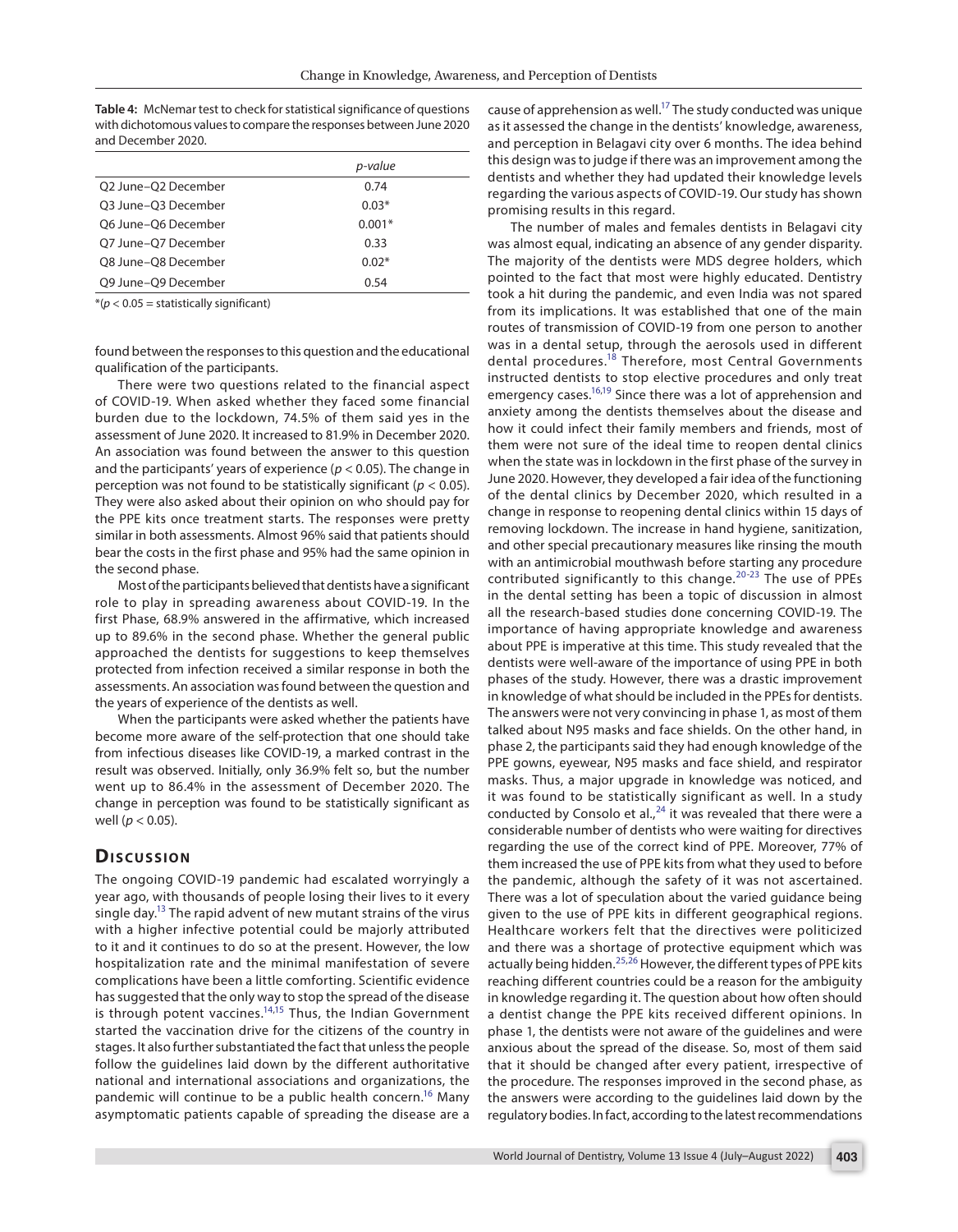**Table 4:** McNemar test to check for statistical significance of questions with dichotomous values to compare the responses between June 2020 and December 2020.

| | *p-value* |
|---|---|
| Q2 June–Q2 December | 0.74 |
| Q3 June–Q3 December | 0.03* |
| Q6 June–Q6 December | 0.001* |
| Q7 June–Q7 December | 0.33 |
| Q8 June–Q8 December | 0.02* |
| Q9 June–Q9 December | 0.54 |

*($p < 0.05$ = statistically significant)

found between the responses to this question and the educational qualification of the participants.

There were two questions related to the financial aspect of COVID-19. When asked whether they faced some financial burden due to the lockdown, 74.5% of them said yes in the assessment of June 2020. It increased to 81.9% in December 2020. An association was found between the answer to this question and the participants' years of experience ($p < 0.05$). The change in perception was not found to be statistically significant ($p < 0.05$). They were also asked about their opinion on who should pay for the PPE kits once treatment starts. The responses were pretty similar in both assessments. Almost 96% said that patients should bear the costs in the first phase and 95% had the same opinion in the second phase.

Most of the participants believed that dentists have a significant role to play in spreading awareness about COVID-19. In the first Phase, 68.9% answered in the affirmative, which increased up to 89.6% in the second phase. Whether the general public approached the dentists for suggestions to keep themselves protected from infection received a similar response in both the assessments. An association was found between the question and the years of experience of the dentists as well.

When the participants were asked whether the patients have become more aware of the self-protection that one should take from infectious diseases like COVID-19, a marked contrast in the result was observed. Initially, only 36.9% felt so, but the number went up to 86.4% in the assessment of December 2020. The change in perception was found to be statistically significant as well ($p < 0.05$).

## Discussion

The ongoing COVID-19 pandemic had escalated worryingly a year ago, with thousands of people losing their lives to it every single day.[13] The rapid advent of new mutant strains of the virus with a higher infective potential could be majorly attributed to it and it continues to do so at the present. However, the low hospitalization rate and the minimal manifestation of severe complications have been a little comforting. Scientific evidence has suggested that the only way to stop the spread of the disease is through potent vaccines.[14,15] Thus, the Indian Government started the vaccination drive for the citizens of the country in stages. It also further substantiated the fact that unless the people follow the guidelines laid down by the different authoritative national and international associations and organizations, the pandemic will continue to be a public health concern.[16] Many asymptomatic patients capable of spreading the disease are a cause of apprehension as well.[17] The study conducted was unique as it assessed the change in the dentists' knowledge, awareness, and perception in Belagavi city over 6 months. The idea behind this design was to judge if there was an improvement among the dentists and whether they had updated their knowledge levels regarding the various aspects of COVID-19. Our study has shown promising results in this regard.

The number of males and females dentists in Belagavi city was almost equal, indicating an absence of any gender disparity. The majority of the dentists were MDS degree holders, which pointed to the fact that most were highly educated. Dentistry took a hit during the pandemic, and even India was not spared from its implications. It was established that one of the main routes of transmission of COVID-19 from one person to another was in a dental setup, through the aerosols used in different dental procedures.[18] Therefore, most Central Governments instructed dentists to stop elective procedures and only treat emergency cases.[16,19] Since there was a lot of apprehension and anxiety among the dentists themselves about the disease and how it could infect their family members and friends, most of them were not sure of the ideal time to reopen dental clinics when the state was in lockdown in the first phase of the survey in June 2020. However, they developed a fair idea of the functioning of the dental clinics by December 2020, which resulted in a change in response to reopening dental clinics within 15 days of removing lockdown. The increase in hand hygiene, sanitization, and other special precautionary measures like rinsing the mouth with an antimicrobial mouthwash before starting any procedure contributed significantly to this change.[20-23] The use of PPEs in the dental setting has been a topic of discussion in almost all the research-based studies done concerning COVID-19. The importance of having appropriate knowledge and awareness about PPE is imperative at this time. This study revealed that the dentists were well-aware of the importance of using PPE in both phases of the study. However, there was a drastic improvement in knowledge of what should be included in the PPEs for dentists. The answers were not very convincing in phase 1, as most of them talked about N95 masks and face shields. On the other hand, in phase 2, the participants said they had enough knowledge of the PPE gowns, eyewear, N95 masks and face shield, and respirator masks. Thus, a major upgrade in knowledge was noticed, and it was found to be statistically significant as well. In a study conducted by Consolo et al.,[24] it was revealed that there were a considerable number of dentists who were waiting for directives regarding the use of the correct kind of PPE. Moreover, 77% of them increased the use of PPE kits from what they used to before the pandemic, although the safety of it was not ascertained. There was a lot of speculation about the varied guidance being given to the use of PPE kits in different geographical regions. Healthcare workers felt that the directives were politicized and there was a shortage of protective equipment which was actually being hidden.[25,26] However, the different types of PPE kits reaching different countries could be a reason for the ambiguity in knowledge regarding it. The question about how often should a dentist change the PPE kits received different opinions. In phase 1, the dentists were not aware of the guidelines and were anxious about the spread of the disease. So, most of them said that it should be changed after every patient, irrespective of the procedure. The responses improved in the second phase, as the answers were according to the guidelines laid down by the regulatory bodies. In fact, according to the latest recommendations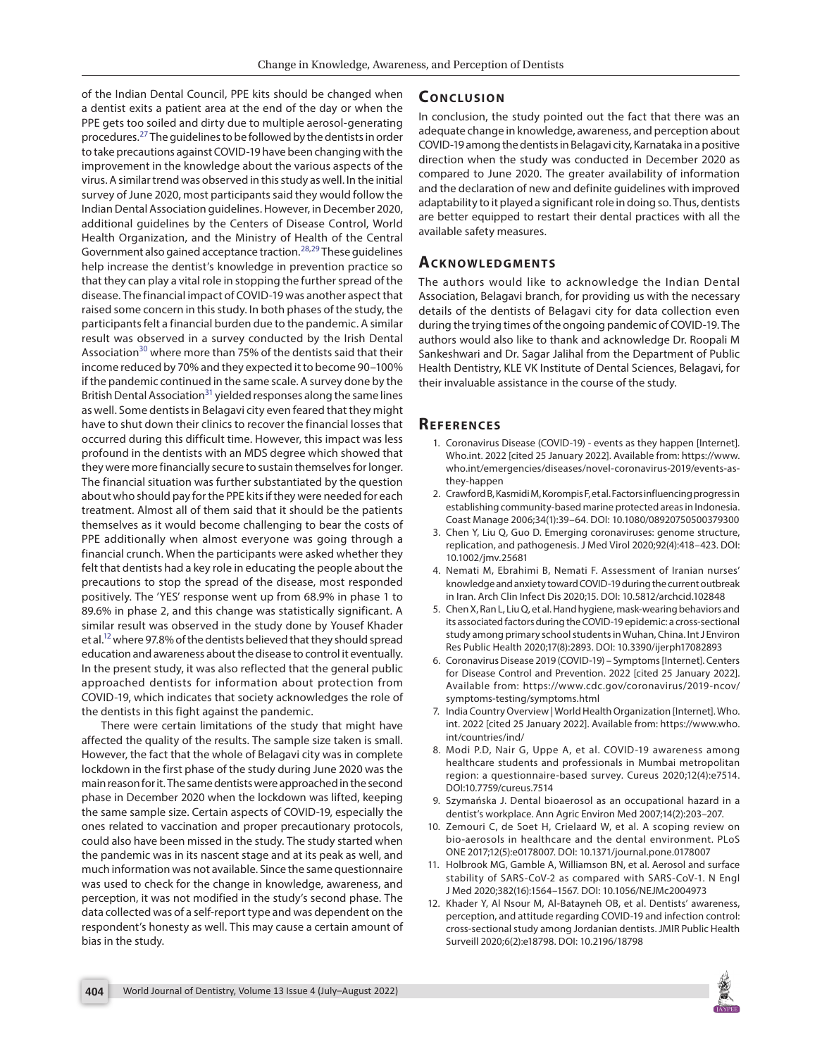of the Indian Dental Council, PPE kits should be changed when a dentist exits a patient area at the end of the day or when the PPE gets too soiled and dirty due to multiple aerosol-generating procedures.[27] The guidelines to be followed by the dentists in order to take precautions against COVID-19 have been changing with the improvement in the knowledge about the various aspects of the virus. A similar trend was observed in this study as well. In the initial survey of June 2020, most participants said they would follow the Indian Dental Association guidelines. However, in December 2020, additional guidelines by the Centers of Disease Control, World Health Organization, and the Ministry of Health of the Central Government also gained acceptance traction.[28,29] These guidelines help increase the dentist's knowledge in prevention practice so that they can play a vital role in stopping the further spread of the disease. The financial impact of COVID-19 was another aspect that raised some concern in this study. In both phases of the study, the participants felt a financial burden due to the pandemic. A similar result was observed in a survey conducted by the Irish Dental Association[30] where more than 75% of the dentists said that their income reduced by 70% and they expected it to become 90–100% if the pandemic continued in the same scale. A survey done by the British Dental Association[31] yielded responses along the same lines as well. Some dentists in Belagavi city even feared that they might have to shut down their clinics to recover the financial losses that occurred during this difficult time. However, this impact was less profound in the dentists with an MDS degree which showed that they were more financially secure to sustain themselves for longer. The financial situation was further substantiated by the question about who should pay for the PPE kits if they were needed for each treatment. Almost all of them said that it should be the patients themselves as it would become challenging to bear the costs of PPE additionally when almost everyone was going through a financial crunch. When the participants were asked whether they felt that dentists had a key role in educating the people about the precautions to stop the spread of the disease, most responded positively. The 'YES' response went up from 68.9% in phase 1 to 89.6% in phase 2, and this change was statistically significant. A similar result was observed in the study done by Yousef Khader et al.[12] where 97.8% of the dentists believed that they should spread education and awareness about the disease to control it eventually. In the present study, it was also reflected that the general public approached dentists for information about protection from COVID-19, which indicates that society acknowledges the role of the dentists in this fight against the pandemic.

There were certain limitations of the study that might have affected the quality of the results. The sample size taken is small. However, the fact that the whole of Belagavi city was in complete lockdown in the first phase of the study during June 2020 was the main reason for it. The same dentists were approached in the second phase in December 2020 when the lockdown was lifted, keeping the same sample size. Certain aspects of COVID-19, especially the ones related to vaccination and proper precautionary protocols, could also have been missed in the study. The study started when the pandemic was in its nascent stage and at its peak as well, and much information was not available. Since the same questionnaire was used to check for the change in knowledge, awareness, and perception, it was not modified in the study's second phase. The data collected was of a self-report type and was dependent on the respondent's honesty as well. This may cause a certain amount of bias in the study.

## Conclusion

In conclusion, the study pointed out the fact that there was an adequate change in knowledge, awareness, and perception about COVID-19 among the dentists in Belagavi city, Karnataka in a positive direction when the study was conducted in December 2020 as compared to June 2020. The greater availability of information and the declaration of new and definite guidelines with improved adaptability to it played a significant role in doing so. Thus, dentists are better equipped to restart their dental practices with all the available safety measures.

## Acknowledgments

The authors would like to acknowledge the Indian Dental Association, Belagavi branch, for providing us with the necessary details of the dentists of Belagavi city for data collection even during the trying times of the ongoing pandemic of COVID-19. The authors would also like to thank and acknowledge Dr. Roopali M Sankeshwari and Dr. Sagar Jalihal from the Department of Public Health Dentistry, KLE VK Institute of Dental Sciences, Belagavi, for their invaluable assistance in the course of the study.

## References

1. Coronavirus Disease (COVID-19) - events as they happen [Internet]. Who.int. 2022 [cited 25 January 2022]. Available from: https://www.who.int/emergencies/diseases/novel-coronavirus-2019/events-as-they-happen
2. Crawford B, Kasmidi M, Korompis F, et al. Factors influencing progress in establishing community-based marine protected areas in Indonesia. Coast Manage 2006;34(1):39–64. DOI: 10.1080/08920750500379300
3. Chen Y, Liu Q, Guo D. Emerging coronaviruses: genome structure, replication, and pathogenesis. J Med Virol 2020;92(4):418–423. DOI: 10.1002/jmv.25681
4. Nemati M, Ebrahimi B, Nemati F. Assessment of Iranian nurses' knowledge and anxiety toward COVID-19 during the current outbreak in Iran. Arch Clin Infect Dis 2020;15. DOI: 10.5812/archcid.102848
5. Chen X, Ran L, Liu Q, et al. Hand hygiene, mask-wearing behaviors and its associated factors during the COVID-19 epidemic: a cross-sectional study among primary school students in Wuhan, China. Int J Environ Res Public Health 2020;17(8):2893. DOI: 10.3390/ijerph17082893
6. Coronavirus Disease 2019 (COVID-19) – Symptoms [Internet]. Centers for Disease Control and Prevention. 2022 [cited 25 January 2022]. Available from: https://www.cdc.gov/coronavirus/2019-ncov/symptoms-testing/symptoms.html
7. India Country Overview | World Health Organization [Internet]. Who.int. 2022 [cited 25 January 2022]. Available from: https://www.who.int/countries/ind/
8. Modi P.D, Nair G, Uppe A, et al. COVID-19 awareness among healthcare students and professionals in Mumbai metropolitan region: a questionnaire-based survey. Cureus 2020;12(4):e7514. DOI:10.7759/cureus.7514
9. Szymańska J. Dental bioaerosol as an occupational hazard in a dentist's workplace. Ann Agric Environ Med 2007;14(2):203–207.
10. Zemouri C, de Soet H, Crielaard W, et al. A scoping review on bio-aerosols in healthcare and the dental environment. PLoS ONE 2017;12(5):e0178007. DOI: 10.1371/journal.pone.0178007
11. Holbrook MG, Gamble A, Williamson BN, et al. Aerosol and surface stability of SARS-CoV-2 as compared with SARS-CoV-1. N Engl J Med 2020;382(16):1564–1567. DOI: 10.1056/NEJMc2004973
12. Khader Y, Al Nsour M, Al-Batayneh OB, et al. Dentists' awareness, perception, and attitude regarding COVID-19 and infection control: cross-sectional study among Jordanian dentists. JMIR Public Health Surveill 2020;6(2):e18798. DOI: 10.2196/18798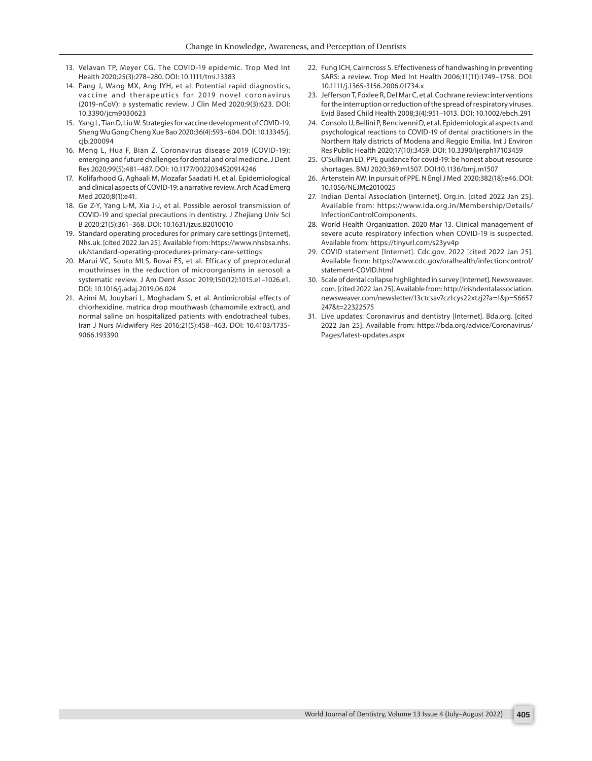13. Velavan TP, Meyer CG. The COVID-19 epidemic. Trop Med Int Health 2020;25(3):278–280. DOI: 10.1111/tmi.13383
14. Pang J, Wang MX, Ang IYH, et al. Potential rapid diagnostics, vaccine and therapeutics for 2019 novel coronavirus (2019-nCoV): a systematic review. J Clin Med 2020;9(3):623. DOI: 10.3390/jcm9030623
15. Yang L, Tian D, Liu W. Strategies for vaccine development of COVID-19. Sheng Wu Gong Cheng Xue Bao 2020;36(4):593–604. DOI: 10.13345/j.cjb.200094
16. Meng L, Hua F, Bian Z. Coronavirus disease 2019 (COVID-19): emerging and future challenges for dental and oral medicine. J Dent Res 2020;99(5):481–487. DOI: 10.1177/0022034520914246
17. Kolifarhood G, Aghaali M, Mozafar Saadati H, et al. Epidemiological and clinical aspects of COVID-19: a narrative review. Arch Acad Emerg Med 2020;8(1):e41.
18. Ge Z-Y, Yang L-M, Xia J-J, et al. Possible aerosol transmission of COVID-19 and special precautions in dentistry. J Zhejiang Univ Sci B 2020;21(5):361–368. DOI: 10.1631/jzus.B2010010
19. Standard operating procedures for primary care settings [Internet]. Nhs.uk. [cited 2022 Jan 25]. Available from: https://www.nhsbsa.nhs.uk/standard-operating-procedures-primary-care-settings
20. Marui VC, Souto MLS, Rovai ES, et al. Efficacy of preprocedural mouthrinses in the reduction of microorganisms in aerosol: a systematic review. J Am Dent Assoc 2019;150(12):1015.e1–1026.e1. DOI: 10.1016/j.adaj.2019.06.024
21. Azimi M, Jouybari L, Moghadam S, et al. Antimicrobial effects of chlorhexidine, matrica drop mouthwash (chamomile extract), and normal saline on hospitalized patients with endotracheal tubes. Iran J Nurs Midwifery Res 2016;21(5):458–463. DOI: 10.4103/1735-9066.193390
22. Fung ICH, Cairncross S. Effectiveness of handwashing in preventing SARS: a review. Trop Med Int Health 2006;11(11):1749–1758. DOI: 10.1111/j.1365-3156.2006.01734.x
23. Jefferson T, Foxlee R, Del Mar C, et al. Cochrane review: interventions for the interruption or reduction of the spread of respiratory viruses. Evid Based Child Health 2008;3(4):951–1013. DOI: 10.1002/ebch.291
24. Consolo U, Bellini P, Bencivenni D, et al. Epidemiological aspects and psychological reactions to COVID-19 of dental practitioners in the Northern Italy districts of Modena and Reggio Emilia. Int J Environ Res Public Health 2020;17(10):3459. DOI: 10.3390/ijerph17103459
25. O'Sullivan ED. PPE guidance for covid-19: be honest about resource shortages. BMJ 2020;369:m1507. DOI:10.1136/bmj.m1507
26. Artenstein AW. In pursuit of PPE. N Engl J Med 2020;382(18):e46. DOI: 10.1056/NEJMc2010025
27. Indian Dental Association [Internet]. Org.in. [cited 2022 Jan 25]. Available from: https://www.ida.org.in/Membership/Details/InfectionControlComponents.
28. World Health Organization. 2020 Mar 13. Clinical management of severe acute respiratory infection when COVID-19 is suspected. Available from: https://tinyurl.com/s23yv4p
29. COVID statement [Internet]. Cdc.gov. 2022 [cited 2022 Jan 25]. Available from: https://www.cdc.gov/oralhealth/infectioncontrol/statement-COVID.html
30. Scale of dental collapse highlighted in survey [Internet]. Newsweaver.com. [cited 2022 Jan 25]. Available from: http://irishdentalassociation.newsweaver.com/newsletter/13ctcsav7cz1cys22xtzj2?a=1&p=56657247&t=22322575
31. Live updates: Coronavirus and dentistry [Internet]. Bda.org. [cited 2022 Jan 25]. Available from: https://bda.org/advice/Coronavirus/Pages/latest-updates.aspx